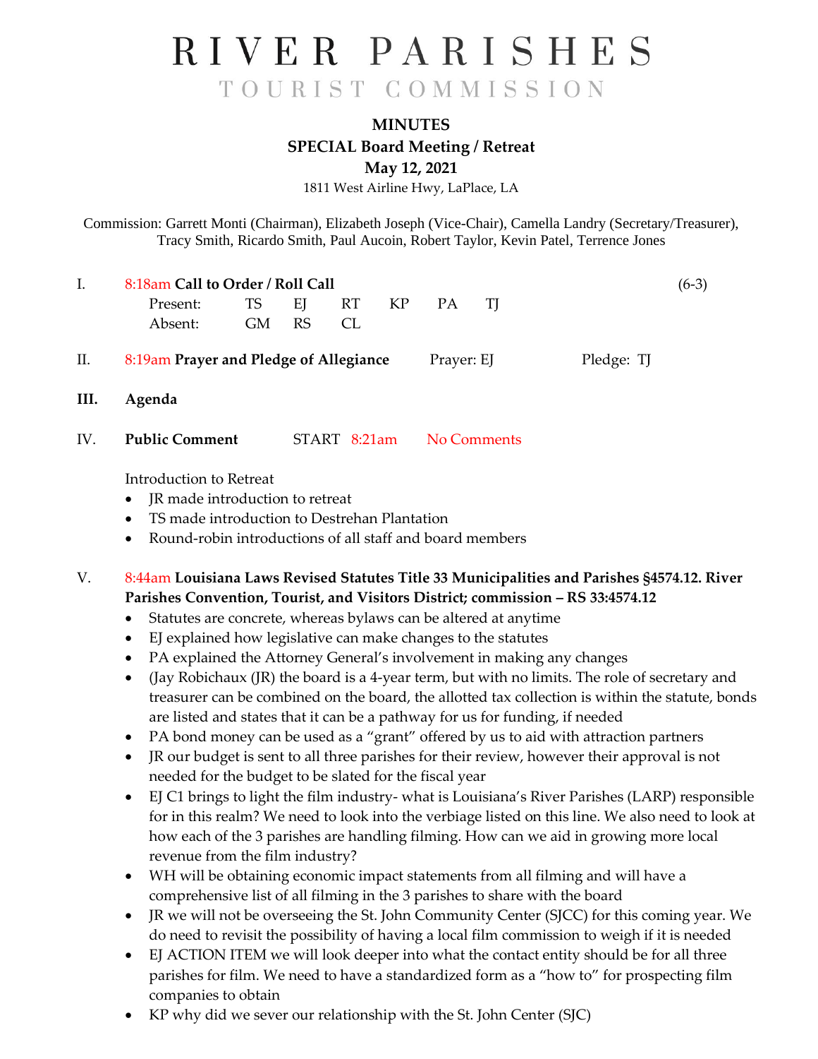# RIVER PARISHES

## TOURIST COMMISSION

**MINUTES**

**SPECIAL Board Meeting / Retreat**

**May 12, 2021**

1811 West Airline Hwy, LaPlace, LA

Commission: Garrett Monti (Chairman), Elizabeth Joseph (Vice-Chair), Camella Landry (Secretary/Treasurer), Tracy Smith, Ricardo Smith, Paul Aucoin, Robert Taylor, Kevin Patel, Terrence Jones

I. 8:18am **Call to Order / Roll Call** (6-3)

| | | | | | | |
|---|---|---|---|---|---|---|
| Present: | TS | EJ | RT | KP | PA | TJ |
| Absent: | GM | RS | CL | | | |

II. 8:19am **Prayer and Pledge of Allegiance** Prayer: EJ Pledge: TJ

**III. Agenda**

IV. **Public Comment** START 8:21am No Comments

Introduction to Retreat

- JR made introduction to retreat
- TS made introduction to Destrehan Plantation
- Round-robin introductions of all staff and board members

V. 8:44am **Louisiana Laws Revised Statutes Title 33 Municipalities and Parishes §4574.12. River Parishes Convention, Tourist, and Visitors District; commission – RS 33:4574.12**

- Statutes are concrete, whereas bylaws can be altered at anytime
- EJ explained how legislative can make changes to the statutes
- PA explained the Attorney General's involvement in making any changes
- (Jay Robichaux (JR) the board is a 4-year term, but with no limits. The role of secretary and treasurer can be combined on the board, the allotted tax collection is within the statute, bonds are listed and states that it can be a pathway for us for funding, if needed
- PA bond money can be used as a "grant" offered by us to aid with attraction partners
- JR our budget is sent to all three parishes for their review, however their approval is not needed for the budget to be slated for the fiscal year
- EJ C1 brings to light the film industry- what is Louisiana's River Parishes (LARP) responsible for in this realm? We need to look into the verbiage listed on this line. We also need to look at how each of the 3 parishes are handling filming. How can we aid in growing more local revenue from the film industry?
- WH will be obtaining economic impact statements from all filming and will have a comprehensive list of all filming in the 3 parishes to share with the board
- JR we will not be overseeing the St. John Community Center (SJCC) for this coming year. We do need to revisit the possibility of having a local film commission to weigh if it is needed
- EJ ACTION ITEM we will look deeper into what the contact entity should be for all three parishes for film. We need to have a standardized form as a "how to" for prospecting film companies to obtain
- KP why did we sever our relationship with the St. John Center (SJC)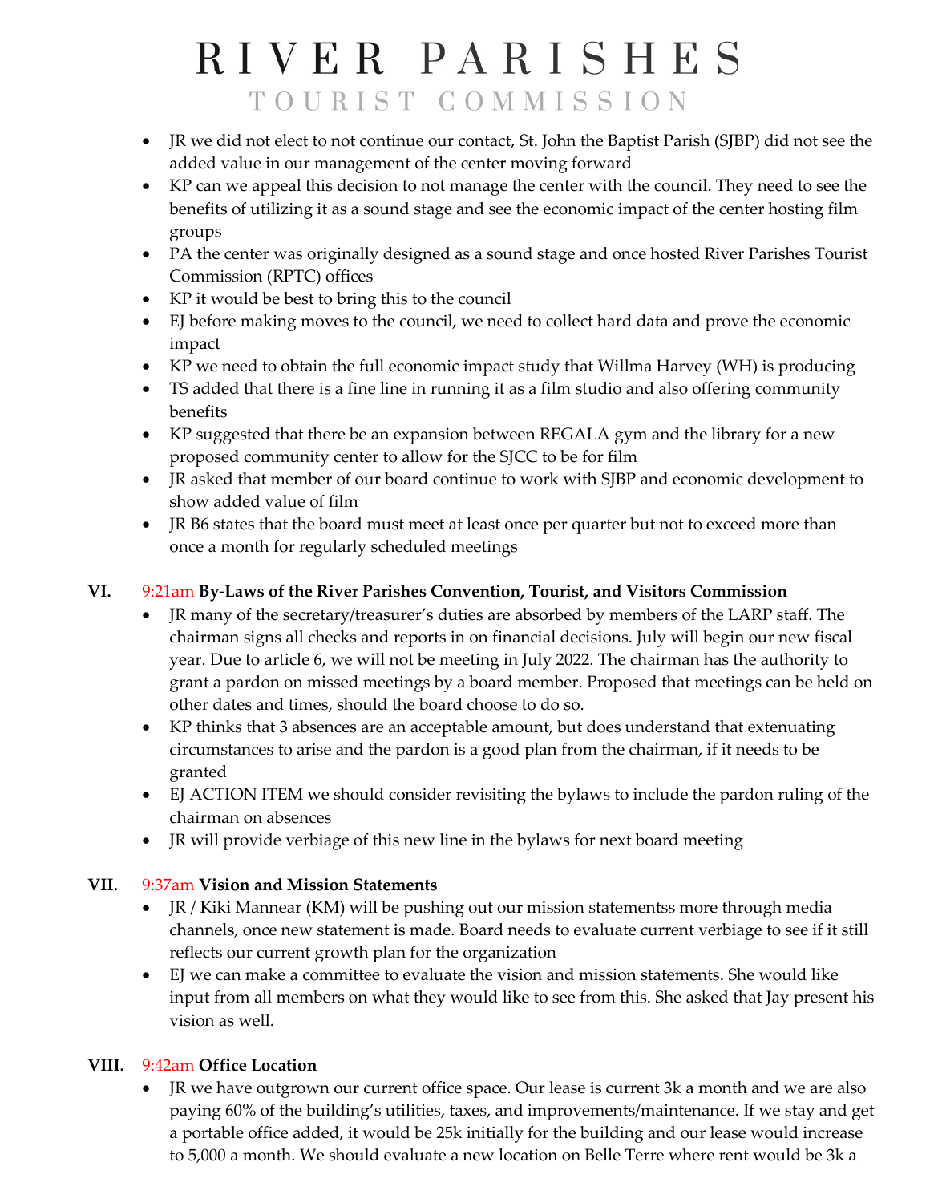- JR we did not elect to not continue our contact, St. John the Baptist Parish (SJBP) did not see the added value in our management of the center moving forward
- KP can we appeal this decision to not manage the center with the council. They need to see the benefits of utilizing it as a sound stage and see the economic impact of the center hosting film groups
- PA the center was originally designed as a sound stage and once hosted River Parishes Tourist Commission (RPTC) offices
- KP it would be best to bring this to the council
- EJ before making moves to the council, we need to collect hard data and prove the economic impact
- KP we need to obtain the full economic impact study that Willma Harvey (WH) is producing
- TS added that there is a fine line in running it as a film studio and also offering community benefits
- KP suggested that there be an expansion between REGALA gym and the library for a new proposed community center to allow for the SJCC to be for film
- JR asked that member of our board continue to work with SJBP and economic development to show added value of film
- JR B6 states that the board must meet at least once per quarter but not to exceed more than once a month for regularly scheduled meetings

## VI. 9:21am **By-Laws of the River Parishes Convention, Tourist, and Visitors Commission**

- JR many of the secretary/treasurer's duties are absorbed by members of the LARP staff. The chairman signs all checks and reports in on financial decisions. July will begin our new fiscal year. Due to article 6, we will not be meeting in July 2022. The chairman has the authority to grant a pardon on missed meetings by a board member. Proposed that meetings can be held on other dates and times, should the board choose to do so.
- KP thinks that 3 absences are an acceptable amount, but does understand that extenuating circumstances to arise and the pardon is a good plan from the chairman, if it needs to be granted
- EJ ACTION ITEM we should consider revisiting the bylaws to include the pardon ruling of the chairman on absences
- JR will provide verbiage of this new line in the bylaws for next board meeting

## VII. 9:37am **Vision and Mission Statements**

- JR / Kiki Mannear (KM) will be pushing out our mission statementss more through media channels, once new statement is made. Board needs to evaluate current verbiage to see if it still reflects our current growth plan for the organization
- EJ we can make a committee to evaluate the vision and mission statements. She would like input from all members on what they would like to see from this. She asked that Jay present his vision as well.

## VIII. 9:42am **Office Location**

- JR we have outgrown our current office space. Our lease is current 3k a month and we are also paying 60% of the building's utilities, taxes, and improvements/maintenance. If we stay and get a portable office added, it would be 25k initially for the building and our lease would increase to 5,000 a month. We should evaluate a new location on Belle Terre where rent would be 3k a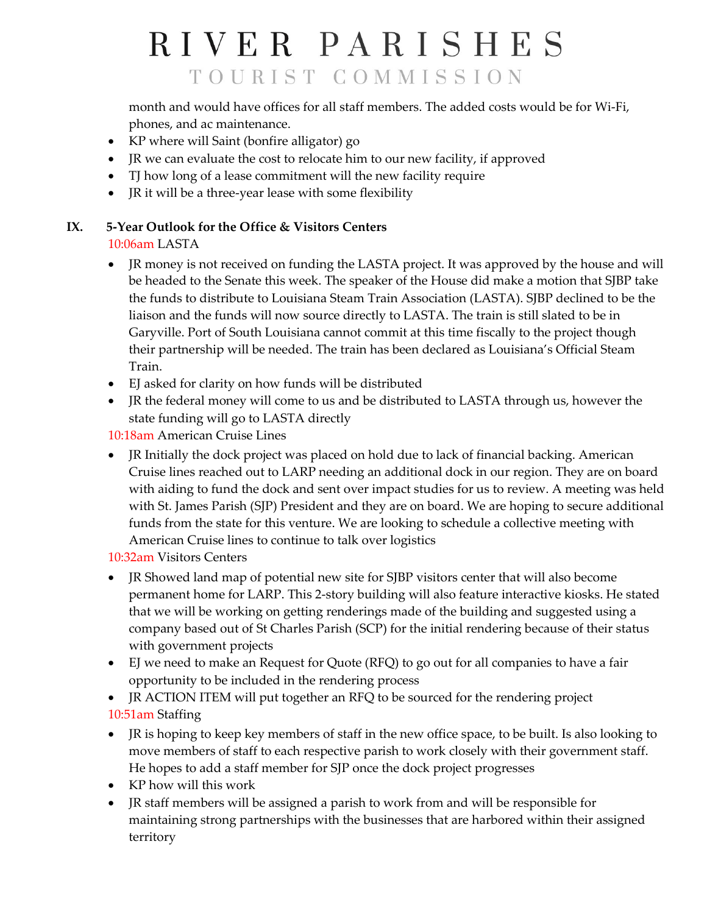month and would have offices for all staff members. The added costs would be for Wi-Fi, phones, and ac maintenance.

- KP where will Saint (bonfire alligator) go
- JR we can evaluate the cost to relocate him to our new facility, if approved
- TJ how long of a lease commitment will the new facility require
- JR it will be a three-year lease with some flexibility

**IX. 5-Year Outlook for the Office & Visitors Centers**

10:06am LASTA

- JR money is not received on funding the LASTA project. It was approved by the house and will be headed to the Senate this week. The speaker of the House did make a motion that SJBP take the funds to distribute to Louisiana Steam Train Association (LASTA). SJBP declined to be the liaison and the funds will now source directly to LASTA. The train is still slated to be in Garyville. Port of South Louisiana cannot commit at this time fiscally to the project though their partnership will be needed. The train has been declared as Louisiana's Official Steam Train.
- EJ asked for clarity on how funds will be distributed
- JR the federal money will come to us and be distributed to LASTA through us, however the state funding will go to LASTA directly

10:18am American Cruise Lines

- JR Initially the dock project was placed on hold due to lack of financial backing. American Cruise lines reached out to LARP needing an additional dock in our region. They are on board with aiding to fund the dock and sent over impact studies for us to review. A meeting was held with St. James Parish (SJP) President and they are on board. We are hoping to secure additional funds from the state for this venture. We are looking to schedule a collective meeting with American Cruise lines to continue to talk over logistics

10:32am Visitors Centers

- JR Showed land map of potential new site for SJBP visitors center that will also become permanent home for LARP. This 2-story building will also feature interactive kiosks. He stated that we will be working on getting renderings made of the building and suggested using a company based out of St Charles Parish (SCP) for the initial rendering because of their status with government projects
- EJ we need to make an Request for Quote (RFQ) to go out for all companies to have a fair opportunity to be included in the rendering process
- JR ACTION ITEM will put together an RFQ to be sourced for the rendering project

10:51am Staffing

- JR is hoping to keep key members of staff in the new office space, to be built. Is also looking to move members of staff to each respective parish to work closely with their government staff. He hopes to add a staff member for SJP once the dock project progresses
- KP how will this work
- JR staff members will be assigned a parish to work from and will be responsible for maintaining strong partnerships with the businesses that are harbored within their assigned territory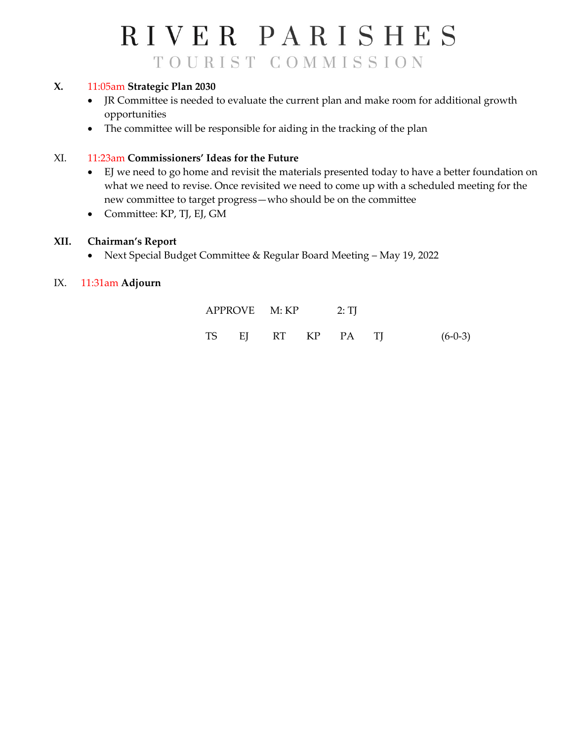# RIVER PARISHES

## TOURIST COMMISSION

**X.** 11:05am **Strategic Plan 2030**

- JR Committee is needed to evaluate the current plan and make room for additional growth opportunities
- The committee will be responsible for aiding in the tracking of the plan

XI. 11:23am **Commissioners' Ideas for the Future**

- EJ we need to go home and revisit the materials presented today to have a better foundation on what we need to revise. Once revisited we need to come up with a scheduled meeting for the new committee to target progress—who should be on the committee
- Committee: KP, TJ, EJ, GM

**XII. Chairman's Report**

- Next Special Budget Committee & Regular Board Meeting – May 19, 2022

IX. 11:31am **Adjourn**

APPROVE M: KP 2: TJ

TS EJ RT KP PA TJ (6-0-3)